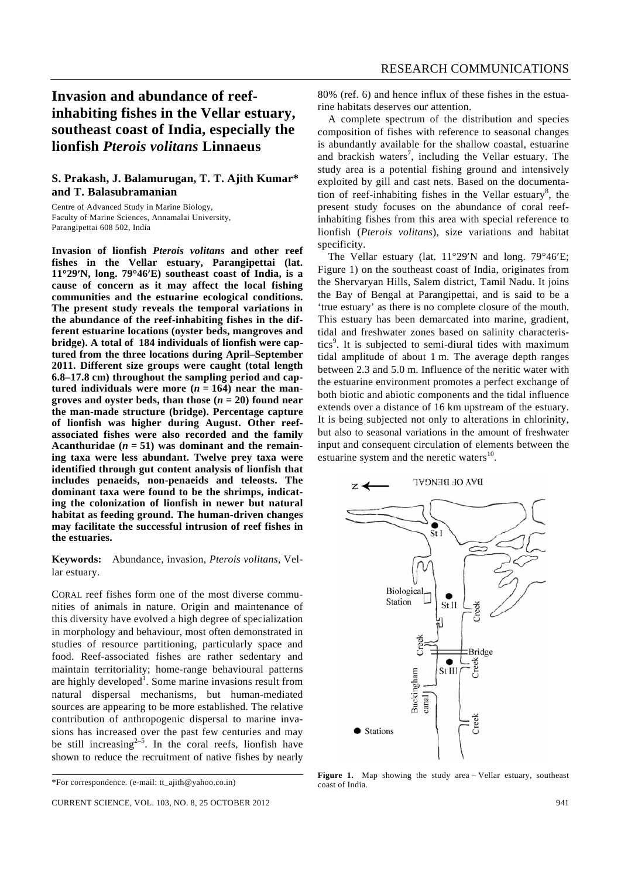# Invasion and abundance of reef-inhabiting fishes in the Vellar estuary, southeast coast of India, especially the lionfish *Pterois volitans* Linnaeus

**S. Prakash, J. Balamurugan, T. T. Ajith Kumar\* and T. Balasubramanian**

Centre of Advanced Study in Marine Biology, Faculty of Marine Sciences, Annamalai University, Parangipettai 608 502, India

**Invasion of lionfish *Pterois volitans* and other reef fishes in the Vellar estuary, Parangipettai (lat. 11°29′N, long. 79°46′E) southeast coast of India, is a cause of concern as it may affect the local fishing communities and the estuarine ecological conditions. The present study reveals the temporal variations in the abundance of the reef-inhabiting fishes in the different estuarine locations (oyster beds, mangroves and bridge). A total of 184 individuals of lionfish were captured from the three locations during April–September 2011. Different size groups were caught (total length 6.8–17.8 cm) throughout the sampling period and captured individuals were more ($n = 164$) near the mangroves and oyster beds, than those ($n = 20$) found near the man-made structure (bridge). Percentage capture of lionfish was higher during August. Other reef-associated fishes were also recorded and the family Acanthuridae ($n = 51$) was dominant and the remaining taxa were less abundant. Twelve prey taxa were identified through gut content analysis of lionfish that includes penaeids, non-penaeids and teleosts. The dominant taxa were found to be the shrimps, indicating the colonization of lionfish in newer but natural habitat as feeding ground. The human-driven changes may facilitate the successful intrusion of reef fishes in the estuaries.**

**Keywords:** Abundance, invasion, *Pterois volitans*, Vellar estuary.

CORAL reef fishes form one of the most diverse communities of animals in nature. Origin and maintenance of this diversity have evolved a high degree of specialization in morphology and behaviour, most often demonstrated in studies of resource partitioning, particularly space and food. Reef-associated fishes are rather sedentary and maintain territoriality; home-range behavioural patterns are highly developed[1]. Some marine invasions result from natural dispersal mechanisms, but human-mediated sources are appearing to be more established. The relative contribution of anthropogenic dispersal to marine invasions has increased over the past few centuries and may be still increasing[2–5]. In the coral reefs, lionfish have shown to reduce the recruitment of native fishes by nearly 80% (ref. 6) and hence influx of these fishes in the estuarine habitats deserves our attention.

A complete spectrum of the distribution and species composition of fishes with reference to seasonal changes is abundantly available for the shallow coastal, estuarine and brackish waters[7], including the Vellar estuary. The study area is a potential fishing ground and intensively exploited by gill and cast nets. Based on the documentation of reef-inhabiting fishes in the Vellar estuary[8], the present study focuses on the abundance of coral reef-inhabiting fishes from this area with special reference to lionfish (*Pterois volitans*), size variations and habitat specificity.

The Vellar estuary (lat. 11°29′N and long. 79°46′E; Figure 1) on the southeast coast of India, originates from the Shervaryan Hills, Salem district, Tamil Nadu. It joins the Bay of Bengal at Parangipettai, and is said to be a 'true estuary' as there is no complete closure of the mouth. This estuary has been demarcated into marine, gradient, tidal and freshwater zones based on salinity characteristics[9]. It is subjected to semi-diurnal tides with maximum tidal amplitude of about 1 m. The average depth ranges between 2.3 and 5.0 m. Influence of the neritic water with the estuarine environment promotes a perfect exchange of both biotic and abiotic components and the tidal influence extends over a distance of 16 km upstream of the estuary. It is being subjected not only to alterations in chlorinity, but also to seasonal variations in the amount of freshwater input and consequent circulation of elements between the estuarine system and the neretic waters[10].

**Figure 1.** Map showing the study area – Vellar estuary, southeast coast of India.

\*For correspondence. (e-mail: tt_ajith@yahoo.co.in)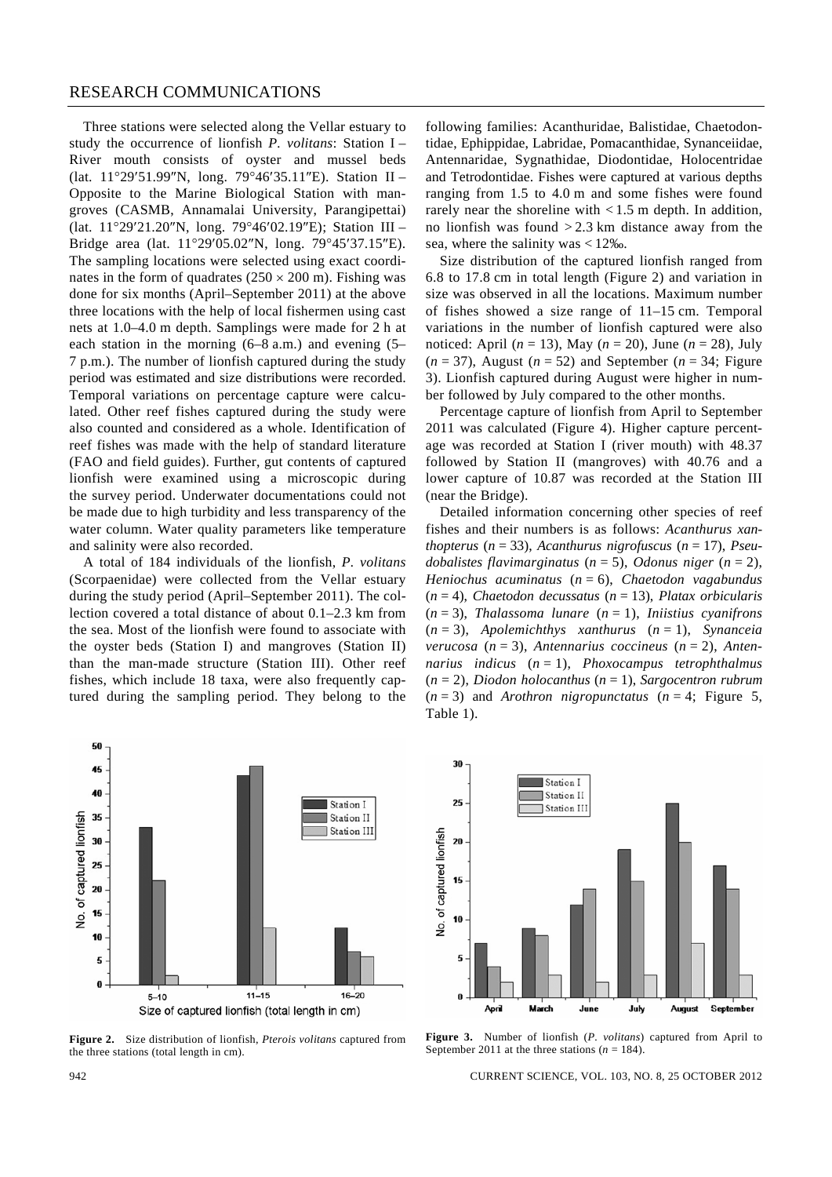Three stations were selected along the Vellar estuary to study the occurrence of lionfish *P. volitans*: Station I – River mouth consists of oyster and mussel beds (lat. 11°29′51.99″N, long. 79°46′35.11″E). Station II – Opposite to the Marine Biological Station with mangroves (CASMB, Annamalai University, Parangipettai) (lat. 11°29′21.20″N, long. 79°46′02.19″E); Station III – Bridge area (lat. 11°29′05.02″N, long. 79°45′37.15″E). The sampling locations were selected using exact coordinates in the form of quadrates ($250 \times 200$ m). Fishing was done for six months (April–September 2011) at the above three locations with the help of local fishermen using cast nets at 1.0–4.0 m depth. Samplings were made for 2 h at each station in the morning (6–8 a.m.) and evening (5–7 p.m.). The number of lionfish captured during the study period was estimated and size distributions were recorded. Temporal variations on percentage capture were calculated. Other reef fishes captured during the study were also counted and considered as a whole. Identification of reef fishes was made with the help of standard literature (FAO and field guides). Further, gut contents of captured lionfish were examined using a microscopic during the survey period. Underwater documentations could not be made due to high turbidity and less transparency of the water column. Water quality parameters like temperature and salinity were also recorded.

A total of 184 individuals of the lionfish, *P. volitans* (Scorpaenidae) were collected from the Vellar estuary during the study period (April–September 2011). The collection covered a total distance of about 0.1–2.3 km from the sea. Most of the lionfish were found to associate with the oyster beds (Station I) and mangroves (Station II) than the man-made structure (Station III). Other reef fishes, which include 18 taxa, were also frequently captured during the sampling period. They belong to the following families: Acanthuridae, Balistidae, Chaetodontidae, Ephippidae, Labridae, Pomacanthidae, Synanceiidae, Antennaridae, Sygnathidae, Diodontidae, Holocentridae and Tetrodontidae. Fishes were captured at various depths ranging from 1.5 to 4.0 m and some fishes were found rarely near the shoreline with < 1.5 m depth. In addition, no lionfish was found > 2.3 km distance away from the sea, where the salinity was < 12‰.

Size distribution of the captured lionfish ranged from 6.8 to 17.8 cm in total length (Figure 2) and variation in size was observed in all the locations. Maximum number of fishes showed a size range of 11–15 cm. Temporal variations in the number of lionfish captured were also noticed: April ($n = 13$), May ($n = 20$), June ($n = 28$), July ($n = 37$), August ($n = 52$) and September ($n = 34$; Figure 3). Lionfish captured during August were higher in number followed by July compared to the other months.

Percentage capture of lionfish from April to September 2011 was calculated (Figure 4). Higher capture percentage was recorded at Station I (river mouth) with 48.37 followed by Station II (mangroves) with 40.76 and a lower capture of 10.87 was recorded at the Station III (near the Bridge).

Detailed information concerning other species of reef fishes and their numbers is as follows: *Acanthurus xanthopterus* ($n = 33$), *Acanthurus nigrofuscus* ($n = 17$), *Pseudobalistes flavimarginatus* ($n = 5$), *Odonus niger* ($n = 2$), *Heniochus acuminatus* ($n = 6$), *Chaetodon vagabundus* ($n = 4$), *Chaetodon decussatus* ($n = 13$), *Platax orbicularis* ($n = 3$), *Thalassoma lunare* ($n = 1$), *Iniistius cyanifrons* ($n = 3$), *Apolemichthys xanthurus* ($n = 1$), *Synanceia verucosa* ($n = 3$), *Antennarius coccineus* ($n = 2$), *Antennarius indicus* ($n = 1$), *Phoxocampus tetrophthalmus* ($n = 2$), *Diodon holocanthus* ($n = 1$), *Sargocentron rubrum* ($n = 3$) and *Arothron nigropunctatus* ($n = 4$; Figure 5, Table 1).

**Figure 2.** Size distribution of lionfish, *Pterois volitans* captured from the three stations (total length in cm).

**Figure 3.** Number of lionfish (*P. volitans*) captured from April to September 2011 at the three stations ($n = 184$).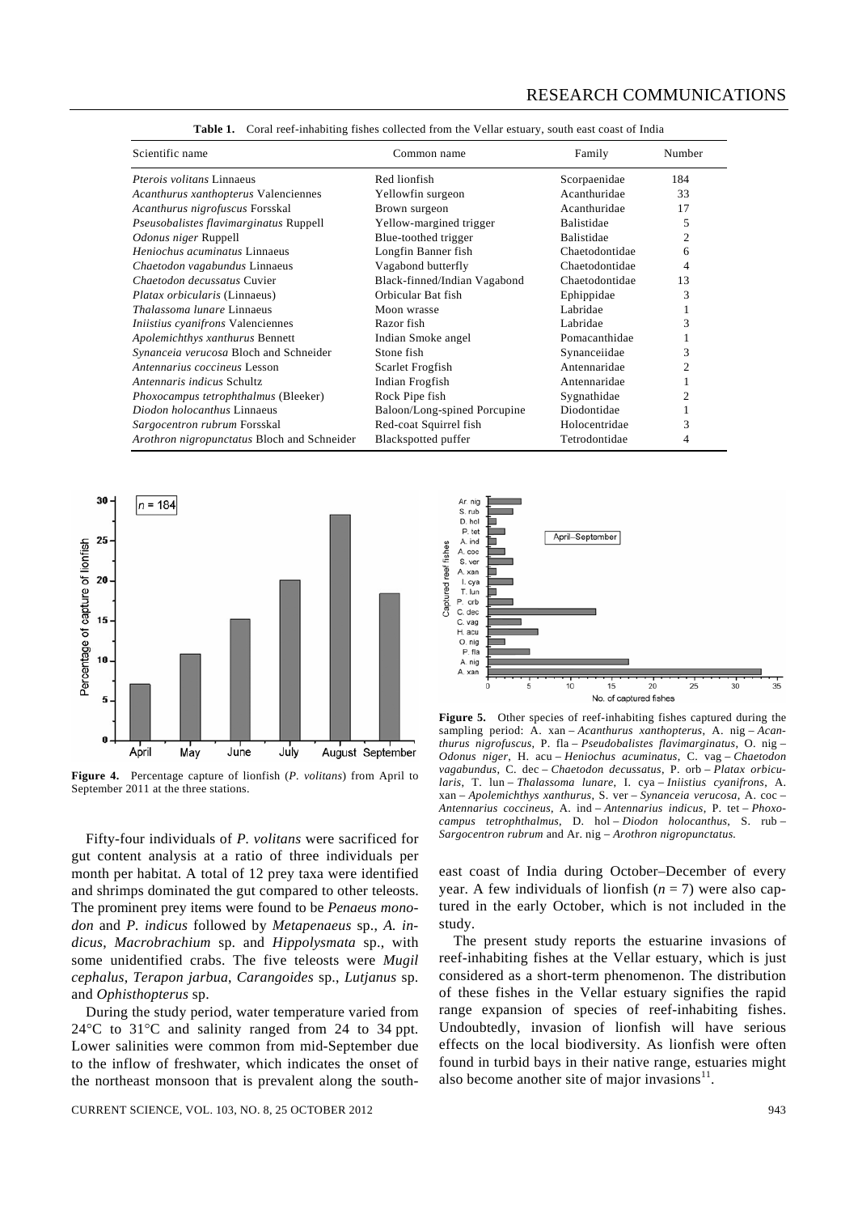**Table 1.** Coral reef-inhabiting fishes collected from the Vellar estuary, south east coast of India

| Scientific name | Common name | Family | Number |
|---|---|---|---|
| *Pterois volitans* Linnaeus | Red lionfish | Scorpaenidae | 184 |
| *Acanthurus xanthopterus* Valenciennes | Yellowfin surgeon | Acanthuridae | 33 |
| *Acanthurus nigrofuscus* Forsskal | Brown surgeon | Acanthuridae | 17 |
| *Pseusobalistes flavimarginatus* Ruppell | Yellow-margined trigger | Balistidae | 5 |
| *Odonus niger* Ruppell | Blue-toothed trigger | Balistidae | 2 |
| *Heniochus acuminatus* Linnaeus | Longfin Banner fish | Chaetodontidae | 6 |
| *Chaetodon vagabundus* Linnaeus | Vagabond butterfly | Chaetodontidae | 4 |
| *Chaetodon decussatus* Cuvier | Black-finned/Indian Vagabond | Chaetodontidae | 13 |
| *Platax orbicularis* (Linnaeus) | Orbicular Bat fish | Ephippidae | 3 |
| *Thalassoma lunare* Linnaeus | Moon wrasse | Labridae | 1 |
| *Iniistius cyanifrons* Valenciennes | Razor fish | Labridae | 3 |
| *Apolemichthys xanthurus* Bennett | Indian Smoke angel | Pomacanthidae | 1 |
| *Synanceia verucosa* Bloch and Schneider | Stone fish | Synanceiidae | 3 |
| *Antennarius coccineus* Lesson | Scarlet Frogfish | Antennaridae | 2 |
| *Antennaris indicus* Schultz | Indian Frogfish | Antennaridae | 1 |
| *Phoxocampus tetrophthalmus* (Bleeker) | Rock Pipe fish | Sygnathidae | 2 |
| *Diodon holocanthus* Linnaeus | Baloon/Long-spined Porcupine | Diodontidae | 1 |
| *Sargocentron rubrum* Forsskal | Red-coat Squirrel fish | Holocentridae | 3 |
| *Arothron nigropunctatus* Bloch and Schneider | Blackspotted puffer | Tetrodontidae | 4 |

**Figure 4.** Percentage capture of lionfish (*P. volitans*) from April to September 2011 at the three stations.

**Figure 5.** Other species of reef-inhabiting fishes captured during the sampling period: A. xan – *Acanthurus xanthopterus*, A. nig – *Acanthurus nigrofuscus*, P. fla – *Pseudobalistes flavimarginatus*, O. nig – *Odonus niger*, H. acu – *Heniochus acuminatus*, C. vag – *Chaetodon vagabundus*, C. dec – *Chaetodon decussatus*, P. orb – *Platax orbicularis*, T. lun – *Thalassoma lunare*, I. cya – *Iniistius cyanifrons*, A. xan – *Apolemichthys xanthurus*, S. ver – *Synanceia verucosa*, A. coc – *Antennarius coccineus*, A. ind – *Antennarius indicus*, P. tet – *Phoxocampus tetrophthalmus*, D. hol – *Diodon holocanthus*, S. rub – *Sargocentron rubrum* and Ar. nig – *Arothron nigropunctatus*.

Fifty-four individuals of *P. volitans* were sacrificed for gut content analysis at a ratio of three individuals per month per habitat. A total of 12 prey taxa were identified and shrimps dominated the gut compared to other teleosts. The prominent prey items were found to be *Penaeus monodon* and *P. indicus* followed by *Metapenaeus* sp., *A. indicus*, *Macrobrachium* sp. and *Hippolysmata* sp., with some unidentified crabs. The five teleosts were *Mugil cephalus*, *Terapon jarbua*, *Carangoides* sp., *Lutjanus* sp. and *Ophisthopterus* sp.

During the study period, water temperature varied from 24°C to 31°C and salinity ranged from 24 to 34 ppt. Lower salinities were common from mid-September due to the inflow of freshwater, which indicates the onset of the northeast monsoon that is prevalent along the south-east coast of India during October–December of every year. A few individuals of lionfish ($n = 7$) were also captured in the early October, which is not included in the study.

The present study reports the estuarine invasions of reef-inhabiting fishes at the Vellar estuary, which is just considered as a short-term phenomenon. The distribution of these fishes in the Vellar estuary signifies the rapid range expansion of species of reef-inhabiting fishes. Undoubtedly, invasion of lionfish will have serious effects on the local biodiversity. As lionfish were often found in turbid bays in their native range, estuaries might also become another site of major invasions[11].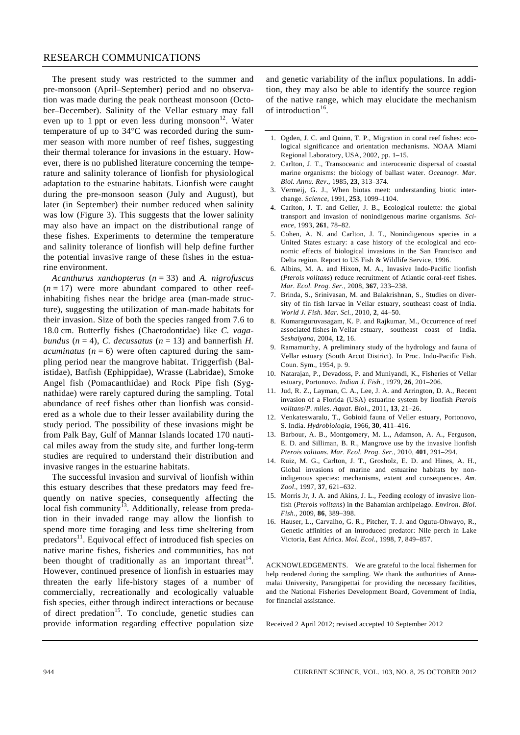The present study was restricted to the summer and pre-monsoon (April–September) period and no observation was made during the peak northeast monsoon (October–December). Salinity of the Vellar estuary may fall even up to 1 ppt or even less during monsoon[12]. Water temperature of up to 34°C was recorded during the summer season with more number of reef fishes, suggesting their thermal tolerance for invasions in the estuary. However, there is no published literature concerning the temperature and salinity tolerance of lionfish for physiological adaptation to the estuarine habitats. Lionfish were caught during the pre-monsoon season (July and August), but later (in September) their number reduced when salinity was low (Figure 3). This suggests that the lower salinity may also have an impact on the distributional range of these fishes. Experiments to determine the temperature and salinity tolerance of lionfish will help define further the potential invasive range of these fishes in the estuarine environment.

*Acanthurus xanthopterus* ($n = 33$) and *A. nigrofuscus* ($n = 17$) were more abundant compared to other reef-inhabiting fishes near the bridge area (man-made structure), suggesting the utilization of man-made habitats for their invasion. Size of both the species ranged from 7.6 to 18.0 cm. Butterfly fishes (Chaetodontidae) like *C. vagabundus* ($n = 4$), *C. decussatus* ($n = 13$) and bannerfish *H. acuminatus* ($n = 6$) were often captured during the sampling period near the mangrove habitat. Triggerfish (Balistidae), Batfish (Ephippidae), Wrasse (Labridae), Smoke Angel fish (Pomacanthidae) and Rock Pipe fish (Sygnathidae) were rarely captured during the sampling. Total abundance of reef fishes other than lionfish was considered as a whole due to their lesser availability during the study period. The possibility of these invasions might be from Palk Bay, Gulf of Mannar Islands located 170 nautical miles away from the study site, and further long-term studies are required to understand their distribution and invasive ranges in the estuarine habitats.

The successful invasion and survival of lionfish within this estuary describes that these predators may feed frequently on native species, consequently affecting the local fish community[13]. Additionally, release from predation in their invaded range may allow the lionfish to spend more time foraging and less time sheltering from predators[11]. Equivocal effect of introduced fish species on native marine fishes, fisheries and communities, has not been thought of traditionally as an important threat[14]. However, continued presence of lionfish in estuaries may threaten the early life-history stages of a number of commercially, recreationally and ecologically valuable fish species, either through indirect interactions or because of direct predation[15]. To conclude, genetic studies can provide information regarding effective population size and genetic variability of the influx populations. In addition, they may also be able to identify the source region of the native range, which may elucidate the mechanism of introduction[16].

1. Ogden, J. C. and Quinn, T. P., Migration in coral reef fishes: ecological significance and orientation mechanisms. NOAA Miami Regional Laboratory, USA, 2002, pp. 1–15.
2. Carlton, J. T., Transoceanic and interoceanic dispersal of coastal marine organisms: the biology of ballast water. *Oceanogr. Mar. Biol. Annu. Rev*., 1985, **23**, 313–374.
3. Vermeij, G. J., When biotas meet: understanding biotic interchange. *Science*, 1991, **253**, 1099–1104.
4. Carlton, J. T. and Geller, J. B., Ecological roulette: the global transport and invasion of nonindigenous marine organisms. *Science*, 1993, **261**, 78–82.
5. Cohen, A. N. and Carlton, J. T., Nonindigenous species in a United States estuary: a case history of the ecological and economic effects of biological invasions in the San Francisco and Delta region. Report to US Fish & Wildlife Service, 1996.
6. Albins, M. A. and Hixon, M. A., Invasive Indo-Pacific lionfish (*Pterois volitans*) reduce recruitment of Atlantic coral-reef fishes. *Mar. Ecol. Prog. Ser*., 2008, **367**, 233–238.
7. Brinda, S., Srinivasan, M. and Balakrishnan, S., Studies on diversity of fin fish larvae in Vellar estuary, southeast coast of India. *World J. Fish. Mar. Sci.*, 2010, **2**, 44–50.
8. Kumaraguruvasagam, K. P. and Rajkumar, M., Occurrence of reef associated fishes in Vellar estuary, southeast coast of India. *Seshaiyana*, 2004, **12**, 16.
9. Ramamurthy, A preliminary study of the hydrology and fauna of Vellar estuary (South Arcot District). In Proc. Indo-Pacific Fish. Coun. Sym., 1954, p. 9.
10. Natarajan, P., Devadoss, P. and Muniyandi, K., Fisheries of Vellar estuary, Portonovo. *Indian J. Fish.*, 1979, **26**, 201–206.
11. Jud, R. Z., Layman, C. A., Lee, J. A. and Arrington, D. A., Recent invasion of a Florida (USA) estuarine system by lionfish *Pterois volitans*/*P. miles*. *Aquat. Biol*., 2011, **13**, 21–26.
12. Venkateswaralu, T., Gobioid fauna of Veller estuary, Portonovo, S. India. *Hydrobiologia*, 1966, **30**, 411–416.
13. Barbour, A. B., Montgomery, M. L., Adamson, A. A., Ferguson, E. D. and Silliman, B. R., Mangrove use by the invasive lionfish *Pterois volitans*. *Mar. Ecol. Prog. Ser.*, 2010, **401**, 291–294.
14. Ruiz, M. G., Carlton, J. T., Grosholz, E. D. and Hines, A. H., Global invasions of marine and estuarine habitats by non-indigenous species: mechanisms, extent and consequences. *Am. Zool*., 1997, **37**, 621–632.
15. Morris Jr, J. A. and Akins, J. L., Feeding ecology of invasive lionfish (*Pterois volitans*) in the Bahamian archipelago. *Environ. Biol. Fish.*, 2009, **86**, 389–398.
16. Hauser, L., Carvalho, G. R., Pitcher, T. J. and Ogutu-Ohwayo, R., Genetic affinities of an introduced predator: Nile perch in Lake Victoria, East Africa. *Mol. Ecol.*, 1998, **7**, 849–857.

ACKNOWLEDGEMENTS. We are grateful to the local fishermen for help rendered during the sampling. We thank the authorities of Annamalai University, Parangipettai for providing the necessary facilities, and the National Fisheries Development Board, Government of India, for financial assistance.

Received 2 April 2012; revised accepted 10 September 2012